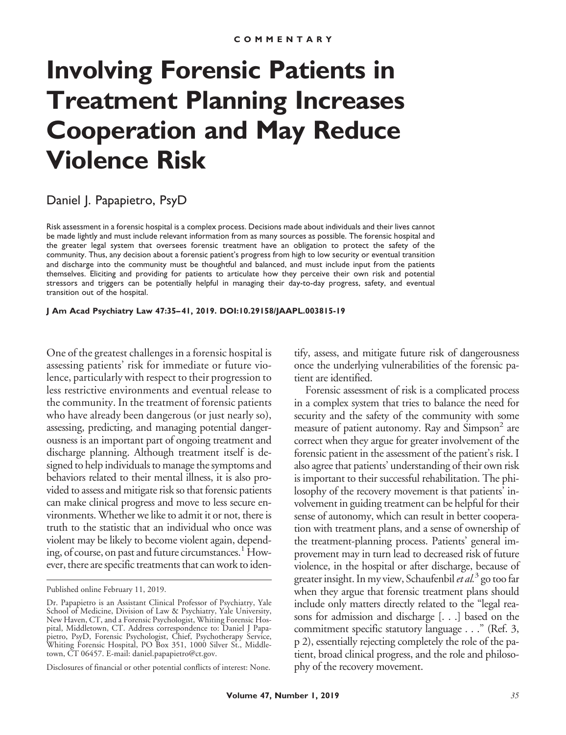COMMENTARY

# Involving Forensic Patients in Treatment Planning Increases Cooperation and May Reduce Violence Risk

Daniel J. Papapietro, PsyD

Risk assessment in a forensic hospital is a complex process. Decisions made about individuals and their lives cannot be made lightly and must include relevant information from as many sources as possible. The forensic hospital and the greater legal system that oversees forensic treatment have an obligation to protect the safety of the community. Thus, any decision about a forensic patient's progress from high to low security or eventual transition and discharge into the community must be thoughtful and balanced, and must include input from the patients themselves. Eliciting and providing for patients to articulate how they perceive their own risk and potential stressors and triggers can be potentially helpful in managing their day-to-day progress, safety, and eventual transition out of the hospital.

**J Am Acad Psychiatry Law 47:35–41, 2019. DOI:10.29158/JAAPL.003815-19**

One of the greatest challenges in a forensic hospital is assessing patients' risk for immediate or future violence, particularly with respect to their progression to less restrictive environments and eventual release to the community. In the treatment of forensic patients who have already been dangerous (or just nearly so), assessing, predicting, and managing potential dangerousness is an important part of ongoing treatment and discharge planning. Although treatment itself is designed to help individuals to manage the symptoms and behaviors related to their mental illness, it is also provided to assess and mitigate risk so that forensic patients can make clinical progress and move to less secure environments. Whether we like to admit it or not, there is truth to the statistic that an individual who once was violent may be likely to become violent again, depending, of course, on past and future circumstances.[1] However, there are specific treatments that can work to identify, assess, and mitigate future risk of dangerousness once the underlying vulnerabilities of the forensic patient are identified.

Forensic assessment of risk is a complicated process in a complex system that tries to balance the need for security and the safety of the community with some measure of patient autonomy. Ray and Simpson[2] are correct when they argue for greater involvement of the forensic patient in the assessment of the patient's risk. I also agree that patients' understanding of their own risk is important to their successful rehabilitation. The philosophy of the recovery movement is that patients' involvement in guiding treatment can be helpful for their sense of autonomy, which can result in better cooperation with treatment plans, and a sense of ownership of the treatment-planning process. Patients' general improvement may in turn lead to decreased risk of future violence, in the hospital or after discharge, because of greater insight. In my view, Schaufenbil *et al.*[3] go too far when they argue that forensic treatment plans should include only matters directly related to the "legal reasons for admission and discharge [. . .] based on the commitment specific statutory language . . ." (Ref. 3, p 2), essentially rejecting completely the role of the patient, broad clinical progress, and the role and philosophy of the recovery movement.

---

Published online February 11, 2019.

Dr. Papapietro is an Assistant Clinical Professor of Psychiatry, Yale School of Medicine, Division of Law & Psychiatry, Yale University, New Haven, CT, and a Forensic Psychologist, Whiting Forensic Hospital, Middletown, CT. Address correspondence to: Daniel J Papapietro, PsyD, Forensic Psychologist, Chief, Psychotherapy Service, Whiting Forensic Hospital, PO Box 351, 1000 Silver St., Middletown, CT 06457. E-mail: daniel.papapietro@ct.gov.

Disclosures of financial or other potential conflicts of interest: None.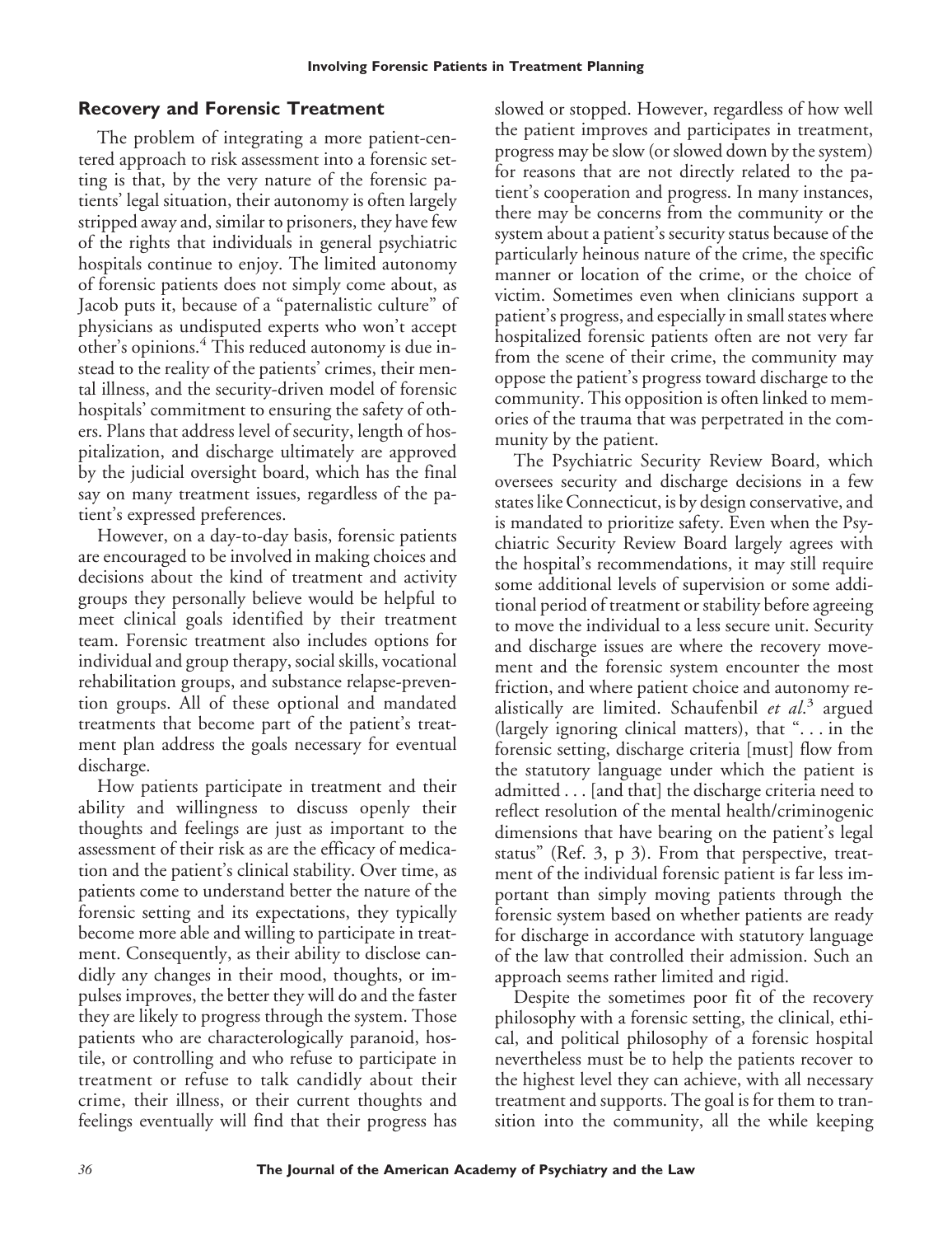## Recovery and Forensic Treatment

The problem of integrating a more patient-centered approach to risk assessment into a forensic setting is that, by the very nature of the forensic patients' legal situation, their autonomy is often largely stripped away and, similar to prisoners, they have few of the rights that individuals in general psychiatric hospitals continue to enjoy. The limited autonomy of forensic patients does not simply come about, as Jacob puts it, because of a "paternalistic culture" of physicians as undisputed experts who won't accept other's opinions.[4] This reduced autonomy is due instead to the reality of the patients' crimes, their mental illness, and the security-driven model of forensic hospitals' commitment to ensuring the safety of others. Plans that address level of security, length of hospitalization, and discharge ultimately are approved by the judicial oversight board, which has the final say on many treatment issues, regardless of the patient's expressed preferences.

However, on a day-to-day basis, forensic patients are encouraged to be involved in making choices and decisions about the kind of treatment and activity groups they personally believe would be helpful to meet clinical goals identified by their treatment team. Forensic treatment also includes options for individual and group therapy, social skills, vocational rehabilitation groups, and substance relapse-prevention groups. All of these optional and mandated treatments that become part of the patient's treatment plan address the goals necessary for eventual discharge.

How patients participate in treatment and their ability and willingness to discuss openly their thoughts and feelings are just as important to the assessment of their risk as are the efficacy of medication and the patient's clinical stability. Over time, as patients come to understand better the nature of the forensic setting and its expectations, they typically become more able and willing to participate in treatment. Consequently, as their ability to disclose candidly any changes in their mood, thoughts, or impulses improves, the better they will do and the faster they are likely to progress through the system. Those patients who are characterologically paranoid, hostile, or controlling and who refuse to participate in treatment or refuse to talk candidly about their crime, their illness, or their current thoughts and feelings eventually will find that their progress has slowed or stopped. However, regardless of how well the patient improves and participates in treatment, progress may be slow (or slowed down by the system) for reasons that are not directly related to the patient's cooperation and progress. In many instances, there may be concerns from the community or the system about a patient's security status because of the particularly heinous nature of the crime, the specific manner or location of the crime, or the choice of victim. Sometimes even when clinicians support a patient's progress, and especially in small states where hospitalized forensic patients often are not very far from the scene of their crime, the community may oppose the patient's progress toward discharge to the community. This opposition is often linked to memories of the trauma that was perpetrated in the community by the patient.

The Psychiatric Security Review Board, which oversees security and discharge decisions in a few states like Connecticut, is by design conservative, and is mandated to prioritize safety. Even when the Psychiatric Security Review Board largely agrees with the hospital's recommendations, it may still require some additional levels of supervision or some additional period of treatment or stability before agreeing to move the individual to a less secure unit. Security and discharge issues are where the recovery movement and the forensic system encounter the most friction, and where patient choice and autonomy realistically are limited. Schaufenbil *et al.*[3] argued (largely ignoring clinical matters), that ". . . in the forensic setting, discharge criteria [must] flow from the statutory language under which the patient is admitted . . . [and that] the discharge criteria need to reflect resolution of the mental health/criminogenic dimensions that have bearing on the patient's legal status" (Ref. 3, p 3). From that perspective, treatment of the individual forensic patient is far less important than simply moving patients through the forensic system based on whether patients are ready for discharge in accordance with statutory language of the law that controlled their admission. Such an approach seems rather limited and rigid.

Despite the sometimes poor fit of the recovery philosophy with a forensic setting, the clinical, ethical, and political philosophy of a forensic hospital nevertheless must be to help the patients recover to the highest level they can achieve, with all necessary treatment and supports. The goal is for them to transition into the community, all the while keeping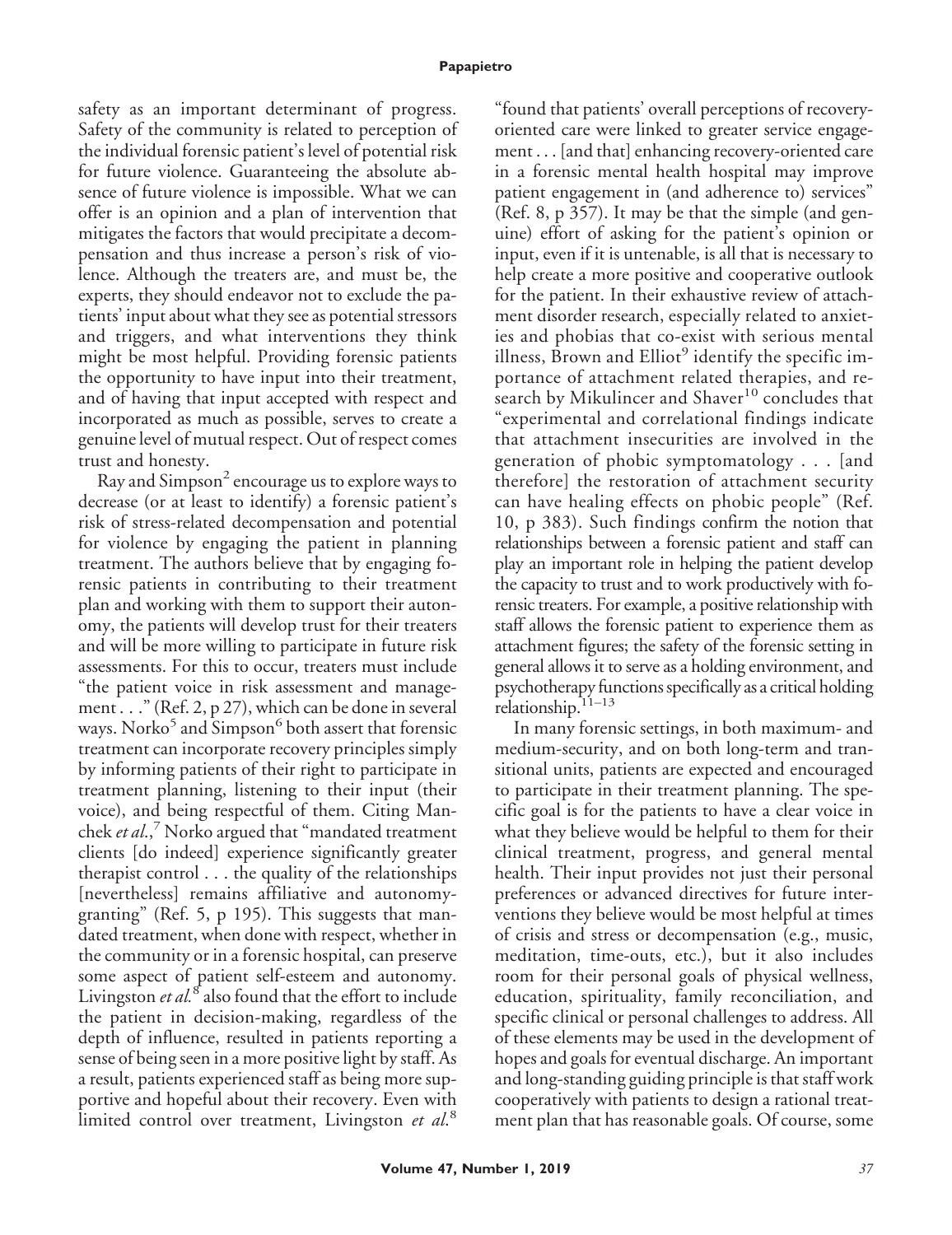safety as an important determinant of progress. Safety of the community is related to perception of the individual forensic patient's level of potential risk for future violence. Guaranteeing the absolute absence of future violence is impossible. What we can offer is an opinion and a plan of intervention that mitigates the factors that would precipitate a decompensation and thus increase a person's risk of violence. Although the treaters are, and must be, the experts, they should endeavor not to exclude the patients' input about what they see as potential stressors and triggers, and what interventions they think might be most helpful. Providing forensic patients the opportunity to have input into their treatment, and of having that input accepted with respect and incorporated as much as possible, serves to create a genuine level of mutual respect. Out of respect comes trust and honesty.

Ray and Simpson[2] encourage us to explore ways to decrease (or at least to identify) a forensic patient's risk of stress-related decompensation and potential for violence by engaging the patient in planning treatment. The authors believe that by engaging forensic patients in contributing to their treatment plan and working with them to support their autonomy, the patients will develop trust for their treaters and will be more willing to participate in future risk assessments. For this to occur, treaters must include "the patient voice in risk assessment and management . . ." (Ref. 2, p 27), which can be done in several ways. Norko[5] and Simpson[6] both assert that forensic treatment can incorporate recovery principles simply by informing patients of their right to participate in treatment planning, listening to their input (their voice), and being respectful of them. Citing Manchek *et al.*,[7] Norko argued that "mandated treatment clients [do indeed] experience significantly greater therapist control . . . the quality of the relationships [nevertheless] remains affiliative and autonomy-granting" (Ref. 5, p 195). This suggests that mandated treatment, when done with respect, whether in the community or in a forensic hospital, can preserve some aspect of patient self-esteem and autonomy. Livingston *et al.*[8] also found that the effort to include the patient in decision-making, regardless of the depth of influence, resulted in patients reporting a sense of being seen in a more positive light by staff. As a result, patients experienced staff as being more supportive and hopeful about their recovery. Even with limited control over treatment, Livingston *et al.*[8] "found that patients' overall perceptions of recovery-oriented care were linked to greater service engagement . . . [and that] enhancing recovery-oriented care in a forensic mental health hospital may improve patient engagement in (and adherence to) services" (Ref. 8, p 357). It may be that the simple (and genuine) effort of asking for the patient's opinion or input, even if it is untenable, is all that is necessary to help create a more positive and cooperative outlook for the patient. In their exhaustive review of attachment disorder research, especially related to anxieties and phobias that co-exist with serious mental illness, Brown and Elliot[9] identify the specific importance of attachment related therapies, and research by Mikulincer and Shaver[10] concludes that "experimental and correlational findings indicate that attachment insecurities are involved in the generation of phobic symptomatology . . . [and therefore] the restoration of attachment security can have healing effects on phobic people" (Ref. 10, p 383). Such findings confirm the notion that relationships between a forensic patient and staff can play an important role in helping the patient develop the capacity to trust and to work productively with forensic treaters. For example, a positive relationship with staff allows the forensic patient to experience them as attachment figures; the safety of the forensic setting in general allows it to serve as a holding environment, and psychotherapy functions specifically as a critical holding relationship.[11–13]

In many forensic settings, in both maximum- and medium-security, and on both long-term and transitional units, patients are expected and encouraged to participate in their treatment planning. The specific goal is for the patients to have a clear voice in what they believe would be helpful to them for their clinical treatment, progress, and general mental health. Their input provides not just their personal preferences or advanced directives for future interventions they believe would be most helpful at times of crisis and stress or decompensation (e.g., music, meditation, time-outs, etc.), but it also includes room for their personal goals of physical wellness, education, spirituality, family reconciliation, and specific clinical or personal challenges to address. All of these elements may be used in the development of hopes and goals for eventual discharge. An important and long-standing guiding principle is that staff work cooperatively with patients to design a rational treatment plan that has reasonable goals. Of course, some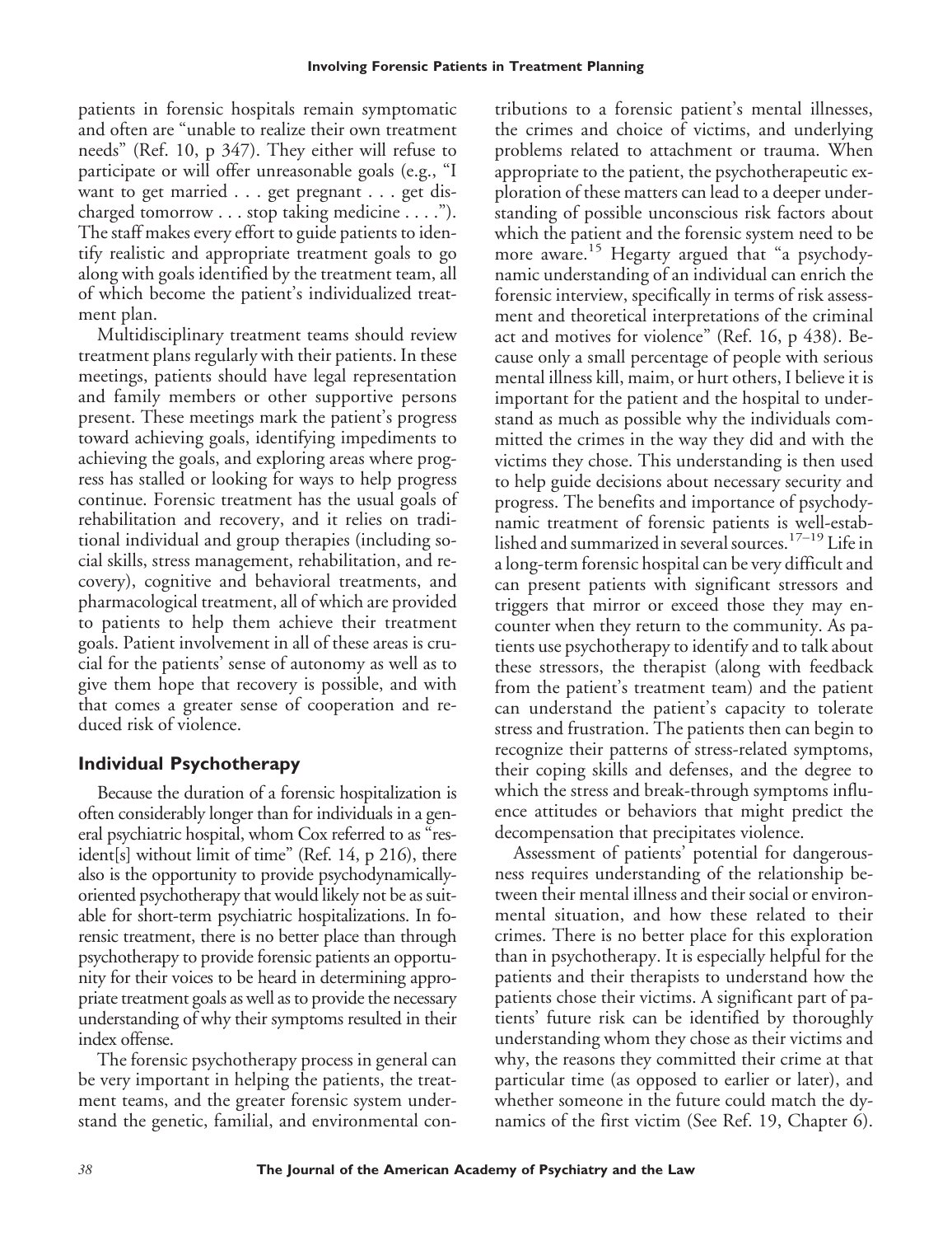patients in forensic hospitals remain symptomatic and often are "unable to realize their own treatment needs" (Ref. 10, p 347). They either will refuse to participate or will offer unreasonable goals (e.g., "I want to get married . . . get pregnant . . . get discharged tomorrow . . . stop taking medicine . . . ."). The staff makes every effort to guide patients to identify realistic and appropriate treatment goals to go along with goals identified by the treatment team, all of which become the patient's individualized treatment plan.

Multidisciplinary treatment teams should review treatment plans regularly with their patients. In these meetings, patients should have legal representation and family members or other supportive persons present. These meetings mark the patient's progress toward achieving goals, identifying impediments to achieving the goals, and exploring areas where progress has stalled or looking for ways to help progress continue. Forensic treatment has the usual goals of rehabilitation and recovery, and it relies on traditional individual and group therapies (including social skills, stress management, rehabilitation, and recovery), cognitive and behavioral treatments, and pharmacological treatment, all of which are provided to patients to help them achieve their treatment goals. Patient involvement in all of these areas is crucial for the patients' sense of autonomy as well as to give them hope that recovery is possible, and with that comes a greater sense of cooperation and reduced risk of violence.

## Individual Psychotherapy

Because the duration of a forensic hospitalization is often considerably longer than for individuals in a general psychiatric hospital, whom Cox referred to as "resident[s] without limit of time" (Ref. 14, p 216), there also is the opportunity to provide psychodynamically-oriented psychotherapy that would likely not be as suitable for short-term psychiatric hospitalizations. In forensic treatment, there is no better place than through psychotherapy to provide forensic patients an opportunity for their voices to be heard in determining appropriate treatment goals as well as to provide the necessary understanding of why their symptoms resulted in their index offense.

The forensic psychotherapy process in general can be very important in helping the patients, the treatment teams, and the greater forensic system understand the genetic, familial, and environmental contributions to a forensic patient's mental illnesses, the crimes and choice of victims, and underlying problems related to attachment or trauma. When appropriate to the patient, the psychotherapeutic exploration of these matters can lead to a deeper understanding of possible unconscious risk factors about which the patient and the forensic system need to be more aware.[15] Hegarty argued that "a psychodynamic understanding of an individual can enrich the forensic interview, specifically in terms of risk assessment and theoretical interpretations of the criminal act and motives for violence" (Ref. 16, p 438). Because only a small percentage of people with serious mental illness kill, maim, or hurt others, I believe it is important for the patient and the hospital to understand as much as possible why the individuals committed the crimes in the way they did and with the victims they chose. This understanding is then used to help guide decisions about necessary security and progress. The benefits and importance of psychodynamic treatment of forensic patients is well-established and summarized in several sources.[17–19] Life in a long-term forensic hospital can be very difficult and can present patients with significant stressors and triggers that mirror or exceed those they may encounter when they return to the community. As patients use psychotherapy to identify and to talk about these stressors, the therapist (along with feedback from the patient's treatment team) and the patient can understand the patient's capacity to tolerate stress and frustration. The patients then can begin to recognize their patterns of stress-related symptoms, their coping skills and defenses, and the degree to which the stress and break-through symptoms influence attitudes or behaviors that might predict the decompensation that precipitates violence.

Assessment of patients' potential for dangerousness requires understanding of the relationship between their mental illness and their social or environmental situation, and how these related to their crimes. There is no better place for this exploration than in psychotherapy. It is especially helpful for the patients and their therapists to understand how the patients chose their victims. A significant part of patients' future risk can be identified by thoroughly understanding whom they chose as their victims and why, the reasons they committed their crime at that particular time (as opposed to earlier or later), and whether someone in the future could match the dynamics of the first victim (See Ref. 19, Chapter 6).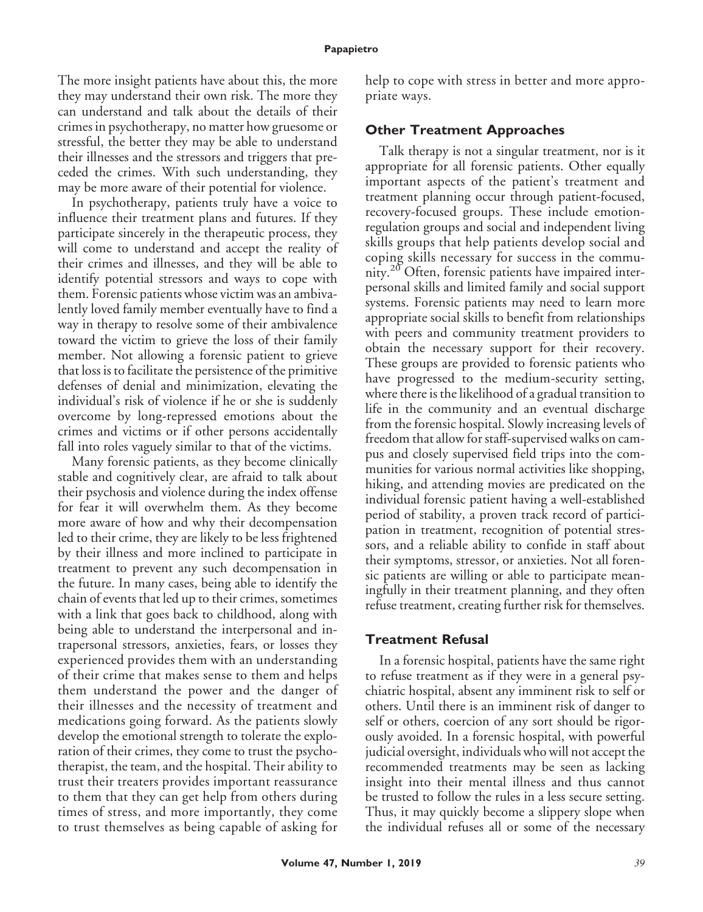The more insight patients have about this, the more they may understand their own risk. The more they can understand and talk about the details of their crimes in psychotherapy, no matter how gruesome or stressful, the better they may be able to understand their illnesses and the stressors and triggers that preceded the crimes. With such understanding, they may be more aware of their potential for violence.

In psychotherapy, patients truly have a voice to influence their treatment plans and futures. If they participate sincerely in the therapeutic process, they will come to understand and accept the reality of their crimes and illnesses, and they will be able to identify potential stressors and ways to cope with them. Forensic patients whose victim was an ambivalently loved family member eventually have to find a way in therapy to resolve some of their ambivalence toward the victim to grieve the loss of their family member. Not allowing a forensic patient to grieve that loss is to facilitate the persistence of the primitive defenses of denial and minimization, elevating the individual's risk of violence if he or she is suddenly overcome by long-repressed emotions about the crimes and victims or if other persons accidentally fall into roles vaguely similar to that of the victims.

Many forensic patients, as they become clinically stable and cognitively clear, are afraid to talk about their psychosis and violence during the index offense for fear it will overwhelm them. As they become more aware of how and why their decompensation led to their crime, they are likely to be less frightened by their illness and more inclined to participate in treatment to prevent any such decompensation in the future. In many cases, being able to identify the chain of events that led up to their crimes, sometimes with a link that goes back to childhood, along with being able to understand the interpersonal and intrapersonal stressors, anxieties, fears, or losses they experienced provides them with an understanding of their crime that makes sense to them and helps them understand the power and the danger of their illnesses and the necessity of treatment and medications going forward. As the patients slowly develop the emotional strength to tolerate the exploration of their crimes, they come to trust the psychotherapist, the team, and the hospital. Their ability to trust their treaters provides important reassurance to them that they can get help from others during times of stress, and more importantly, they come to trust themselves as being capable of asking for help to cope with stress in better and more appropriate ways.

## Other Treatment Approaches

Talk therapy is not a singular treatment, nor is it appropriate for all forensic patients. Other equally important aspects of the patient's treatment and treatment planning occur through patient-focused, recovery-focused groups. These include emotion-regulation groups and social and independent living skills groups that help patients develop social and coping skills necessary for success in the community.[20] Often, forensic patients have impaired interpersonal skills and limited family and social support systems. Forensic patients may need to learn more appropriate social skills to benefit from relationships with peers and community treatment providers to obtain the necessary support for their recovery. These groups are provided to forensic patients who have progressed to the medium-security setting, where there is the likelihood of a gradual transition to life in the community and an eventual discharge from the forensic hospital. Slowly increasing levels of freedom that allow for staff-supervised walks on campus and closely supervised field trips into the communities for various normal activities like shopping, hiking, and attending movies are predicated on the individual forensic patient having a well-established period of stability, a proven track record of participation in treatment, recognition of potential stressors, and a reliable ability to confide in staff about their symptoms, stressor, or anxieties. Not all forensic patients are willing or able to participate meaningfully in their treatment planning, and they often refuse treatment, creating further risk for themselves.

## Treatment Refusal

In a forensic hospital, patients have the same right to refuse treatment as if they were in a general psychiatric hospital, absent any imminent risk to self or others. Until there is an imminent risk of danger to self or others, coercion of any sort should be rigorously avoided. In a forensic hospital, with powerful judicial oversight, individuals who will not accept the recommended treatments may be seen as lacking insight into their mental illness and thus cannot be trusted to follow the rules in a less secure setting. Thus, it may quickly become a slippery slope when the individual refuses all or some of the necessary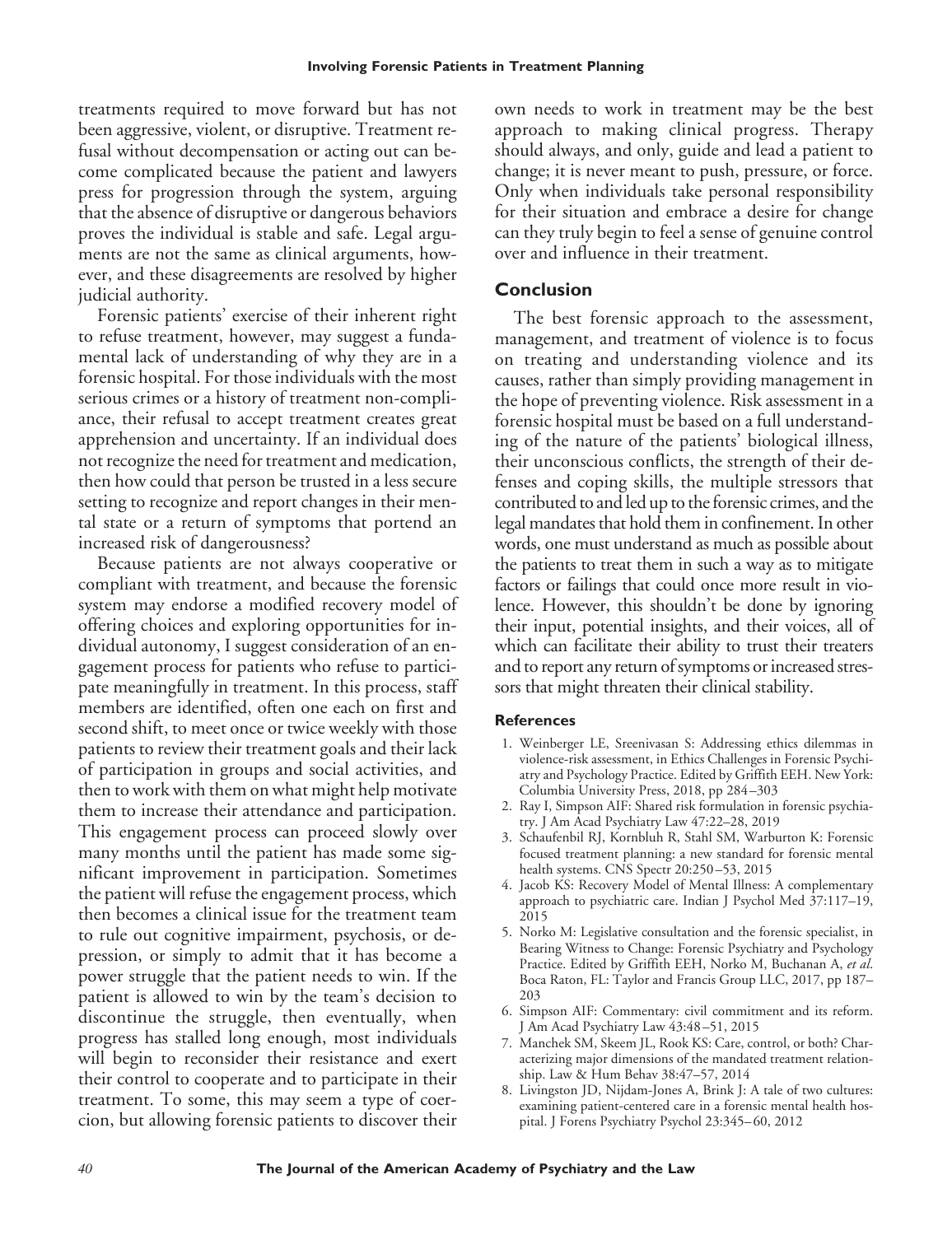treatments required to move forward but has not been aggressive, violent, or disruptive. Treatment refusal without decompensation or acting out can become complicated because the patient and lawyers press for progression through the system, arguing that the absence of disruptive or dangerous behaviors proves the individual is stable and safe. Legal arguments are not the same as clinical arguments, however, and these disagreements are resolved by higher judicial authority.

Forensic patients' exercise of their inherent right to refuse treatment, however, may suggest a fundamental lack of understanding of why they are in a forensic hospital. For those individuals with the most serious crimes or a history of treatment non-compliance, their refusal to accept treatment creates great apprehension and uncertainty. If an individual does not recognize the need for treatment and medication, then how could that person be trusted in a less secure setting to recognize and report changes in their mental state or a return of symptoms that portend an increased risk of dangerousness?

Because patients are not always cooperative or compliant with treatment, and because the forensic system may endorse a modified recovery model of offering choices and exploring opportunities for individual autonomy, I suggest consideration of an engagement process for patients who refuse to participate meaningfully in treatment. In this process, staff members are identified, often one each on first and second shift, to meet once or twice weekly with those patients to review their treatment goals and their lack of participation in groups and social activities, and then to work with them on what might help motivate them to increase their attendance and participation. This engagement process can proceed slowly over many months until the patient has made some significant improvement in participation. Sometimes the patient will refuse the engagement process, which then becomes a clinical issue for the treatment team to rule out cognitive impairment, psychosis, or depression, or simply to admit that it has become a power struggle that the patient needs to win. If the patient is allowed to win by the team's decision to discontinue the struggle, then eventually, when progress has stalled long enough, most individuals will begin to reconsider their resistance and exert their control to cooperate and to participate in their treatment. To some, this may seem a type of coercion, but allowing forensic patients to discover their own needs to work in treatment may be the best approach to making clinical progress. Therapy should always, and only, guide and lead a patient to change; it is never meant to push, pressure, or force. Only when individuals take personal responsibility for their situation and embrace a desire for change can they truly begin to feel a sense of genuine control over and influence in their treatment.

## Conclusion

The best forensic approach to the assessment, management, and treatment of violence is to focus on treating and understanding violence and its causes, rather than simply providing management in the hope of preventing violence. Risk assessment in a forensic hospital must be based on a full understanding of the nature of the patients' biological illness, their unconscious conflicts, the strength of their defenses and coping skills, the multiple stressors that contributed to and led up to the forensic crimes, and the legal mandates that hold them in confinement. In other words, one must understand as much as possible about the patients to treat them in such a way as to mitigate factors or failings that could once more result in violence. However, this shouldn't be done by ignoring their input, potential insights, and their voices, all of which can facilitate their ability to trust their treaters and to report any return of symptoms or increased stressors that might threaten their clinical stability.

### References

1. Weinberger LE, Sreenivasan S: Addressing ethics dilemmas in violence-risk assessment, in Ethics Challenges in Forensic Psychiatry and Psychology Practice. Edited by Griffith EEH. New York: Columbia University Press, 2018, pp 284–303
2. Ray I, Simpson AIF: Shared risk formulation in forensic psychiatry. J Am Acad Psychiatry Law 47:22–28, 2019
3. Schaufenbil RJ, Kornbluh R, Stahl SM, Warburton K: Forensic focused treatment planning: a new standard for forensic mental health systems. CNS Spectr 20:250–53, 2015
4. Jacob KS: Recovery Model of Mental Illness: A complementary approach to psychiatric care. Indian J Psychol Med 37:117–19, 2015
5. Norko M: Legislative consultation and the forensic specialist, in Bearing Witness to Change: Forensic Psychiatry and Psychology Practice. Edited by Griffith EEH, Norko M, Buchanan A, *et al*. Boca Raton, FL: Taylor and Francis Group LLC, 2017, pp 187–203
6. Simpson AIF: Commentary: civil commitment and its reform. J Am Acad Psychiatry Law 43:48–51, 2015
7. Manchek SM, Skeem JL, Rook KS: Care, control, or both? Characterizing major dimensions of the mandated treatment relationship. Law & Hum Behav 38:47–57, 2014
8. Livingston JD, Nijdam-Jones A, Brink J: A tale of two cultures: examining patient-centered care in a forensic mental health hospital. J Forens Psychiatry Psychol 23:345–60, 2012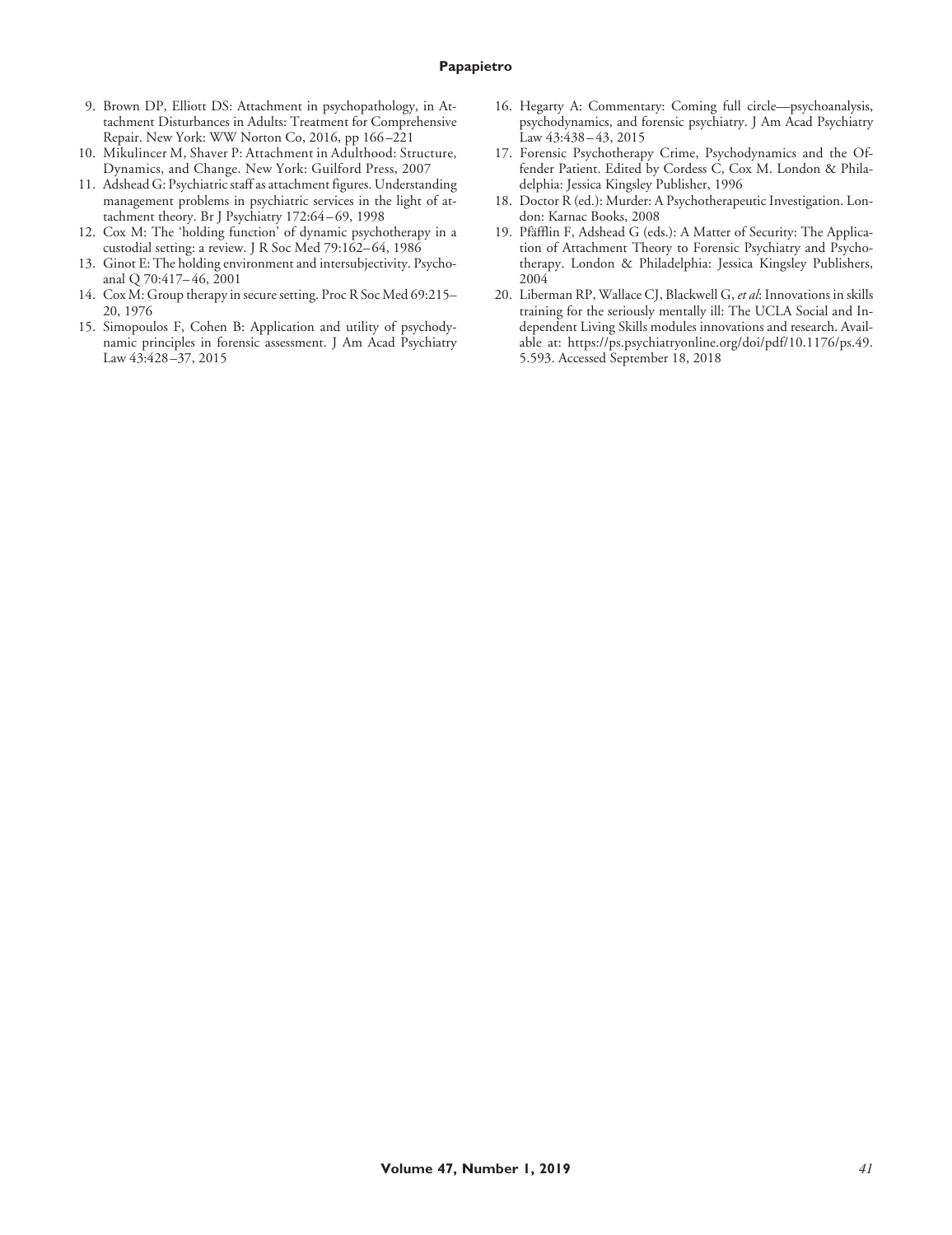9. Brown DP, Elliott DS: Attachment in psychopathology, in Attachment Disturbances in Adults: Treatment for Comprehensive Repair. New York: WW Norton Co, 2016, pp 166–221
10. Mikulincer M, Shaver P: Attachment in Adulthood: Structure, Dynamics, and Change. New York: Guilford Press, 2007
11. Adshead G: Psychiatric staff as attachment figures. Understanding management problems in psychiatric services in the light of attachment theory. Br J Psychiatry 172:64–69, 1998
12. Cox M: The 'holding function' of dynamic psychotherapy in a custodial setting: a review. J R Soc Med 79:162–64, 1986
13. Ginot E: The holding environment and intersubjectivity. Psychoanal Q 70:417–46, 2001
14. Cox M: Group therapy in secure setting. Proc R Soc Med 69:215–20, 1976
15. Simopoulos F, Cohen B: Application and utility of psychodynamic principles in forensic assessment. J Am Acad Psychiatry Law 43:428–37, 2015
16. Hegarty A: Commentary: Coming full circle—psychoanalysis, psychodynamics, and forensic psychiatry. J Am Acad Psychiatry Law 43:438–43, 2015
17. Forensic Psychotherapy Crime, Psychodynamics and the Offender Patient. Edited by Cordess C, Cox M. London & Philadelphia: Jessica Kingsley Publisher, 1996
18. Doctor R (ed.): Murder: A Psychotherapeutic Investigation. London: Karnac Books, 2008
19. Pfäfflin F, Adshead G (eds.): A Matter of Security: The Application of Attachment Theory to Forensic Psychiatry and Psychotherapy. London & Philadelphia: Jessica Kingsley Publishers, 2004
20. Liberman RP, Wallace CJ, Blackwell G, *et al*: Innovations in skills training for the seriously mentally ill: The UCLA Social and Independent Living Skills modules innovations and research. Available at: https://ps.psychiatryonline.org/doi/pdf/10.1176/ps.49.5.593. Accessed September 18, 2018